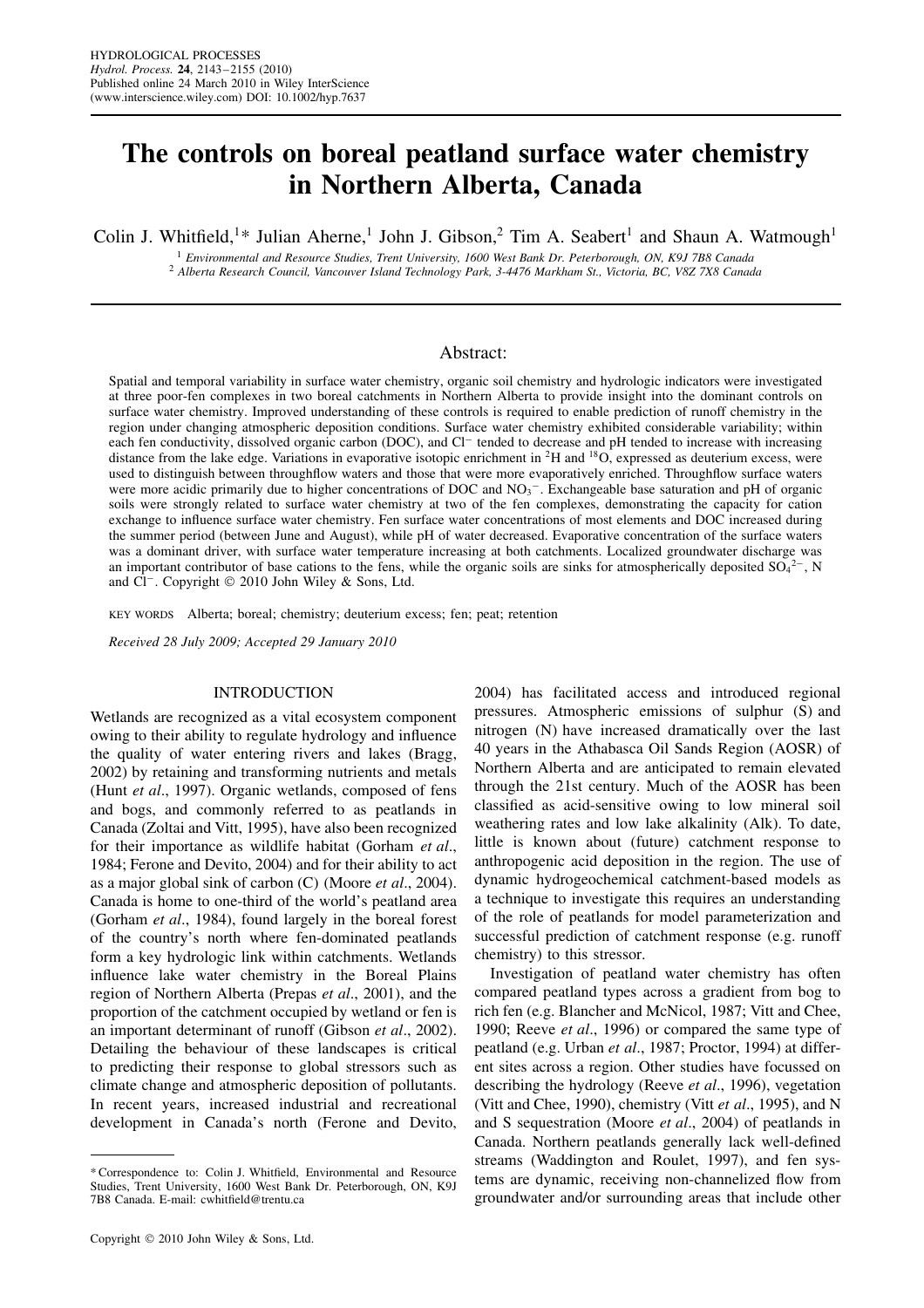# The controls on boreal peatland surface water chemistry in Northern Alberta, Canada

Colin J. Whitfield,[1]* Julian Aherne,[1] John J. Gibson,[2] Tim A. Seabert[1] and Shaun A. Watmough[1]

[1] *Environmental and Resource Studies, Trent University, 1600 West Bank Dr. Peterborough, ON, K9J 7B8 Canada*
[2] *Alberta Research Council, Vancouver Island Technology Park, 3-4476 Markham St., Victoria, BC, V8Z 7X8 Canada*

## Abstract:

Spatial and temporal variability in surface water chemistry, organic soil chemistry and hydrologic indicators were investigated at three poor-fen complexes in two boreal catchments in Northern Alberta to provide insight into the dominant controls on surface water chemistry. Improved understanding of these controls is required to enable prediction of runoff chemistry in the region under changing atmospheric deposition conditions. Surface water chemistry exhibited considerable variability; within each fen conductivity, dissolved organic carbon (DOC), and $Cl^-$ tended to decrease and pH tended to increase with increasing distance from the lake edge. Variations in evaporative isotopic enrichment in $^2H$ and $^{18}O$, expressed as deuterium excess, were used to distinguish between throughflow waters and those that were more evaporatively enriched. Throughflow surface waters were more acidic primarily due to higher concentrations of DOC and $NO_3^-$. Exchangeable base saturation and pH of organic soils were strongly related to surface water chemistry at two of the fen complexes, demonstrating the capacity for cation exchange to influence surface water chemistry. Fen surface water concentrations of most elements and DOC increased during the summer period (between June and August), while pH of water decreased. Evaporative concentration of the surface waters was a dominant driver, with surface water temperature increasing at both catchments. Localized groundwater discharge was an important contributor of base cations to the fens, while the organic soils are sinks for atmospherically deposited $SO_4^{2-}$, N and $Cl^-$. Copyright © 2010 John Wiley & Sons, Ltd.

KEY WORDS Alberta; boreal; chemistry; deuterium excess; fen; peat; retention

*Received 28 July 2009; Accepted 29 January 2010*

## INTRODUCTION

Wetlands are recognized as a vital ecosystem component owing to their ability to regulate hydrology and influence the quality of water entering rivers and lakes (Bragg, 2002) by retaining and transforming nutrients and metals (Hunt *et al*., 1997). Organic wetlands, composed of fens and bogs, and commonly referred to as peatlands in Canada (Zoltai and Vitt, 1995), have also been recognized for their importance as wildlife habitat (Gorham *et al*., 1984; Ferone and Devito, 2004) and for their ability to act as a major global sink of carbon (C) (Moore *et al*., 2004). Canada is home to one-third of the world's peatland area (Gorham *et al*., 1984), found largely in the boreal forest of the country's north where fen-dominated peatlands form a key hydrologic link within catchments. Wetlands influence lake water chemistry in the Boreal Plains region of Northern Alberta (Prepas *et al*., 2001), and the proportion of the catchment occupied by wetland or fen is an important determinant of runoff (Gibson *et al*., 2002). Detailing the behaviour of these landscapes is critical to predicting their response to global stressors such as climate change and atmospheric deposition of pollutants. In recent years, increased industrial and recreational development in Canada's north (Ferone and Devito, 2004) has facilitated access and introduced regional pressures. Atmospheric emissions of sulphur (S) and nitrogen (N) have increased dramatically over the last 40 years in the Athabasca Oil Sands Region (AOSR) of Northern Alberta and are anticipated to remain elevated through the 21st century. Much of the AOSR has been classified as acid-sensitive owing to low mineral soil weathering rates and low lake alkalinity (Alk). To date, little is known about (future) catchment response to anthropogenic acid deposition in the region. The use of dynamic hydrogeochemical catchment-based models as a technique to investigate this requires an understanding of the role of peatlands for model parameterization and successful prediction of catchment response (e.g. runoff chemistry) to this stressor.

Investigation of peatland water chemistry has often compared peatland types across a gradient from bog to rich fen (e.g. Blancher and McNicol, 1987; Vitt and Chee, 1990; Reeve *et al*., 1996) or compared the same type of peatland (e.g. Urban *et al*., 1987; Proctor, 1994) at different sites across a region. Other studies have focussed on describing the hydrology (Reeve *et al*., 1996), vegetation (Vitt and Chee, 1990), chemistry (Vitt *et al*., 1995), and N and S sequestration (Moore *et al*., 2004) of peatlands in Canada. Northern peatlands generally lack well-defined streams (Waddington and Roulet, 1997), and fen systems are dynamic, receiving non-channelized flow from groundwater and/or surrounding areas that include other

*Correspondence to: Colin J. Whitfield, Environmental and Resource Studies, Trent University, 1600 West Bank Dr. Peterborough, ON, K9J 7B8 Canada. E-mail: cwhitfield@trentu.ca

Copyright © 2010 John Wiley & Sons, Ltd.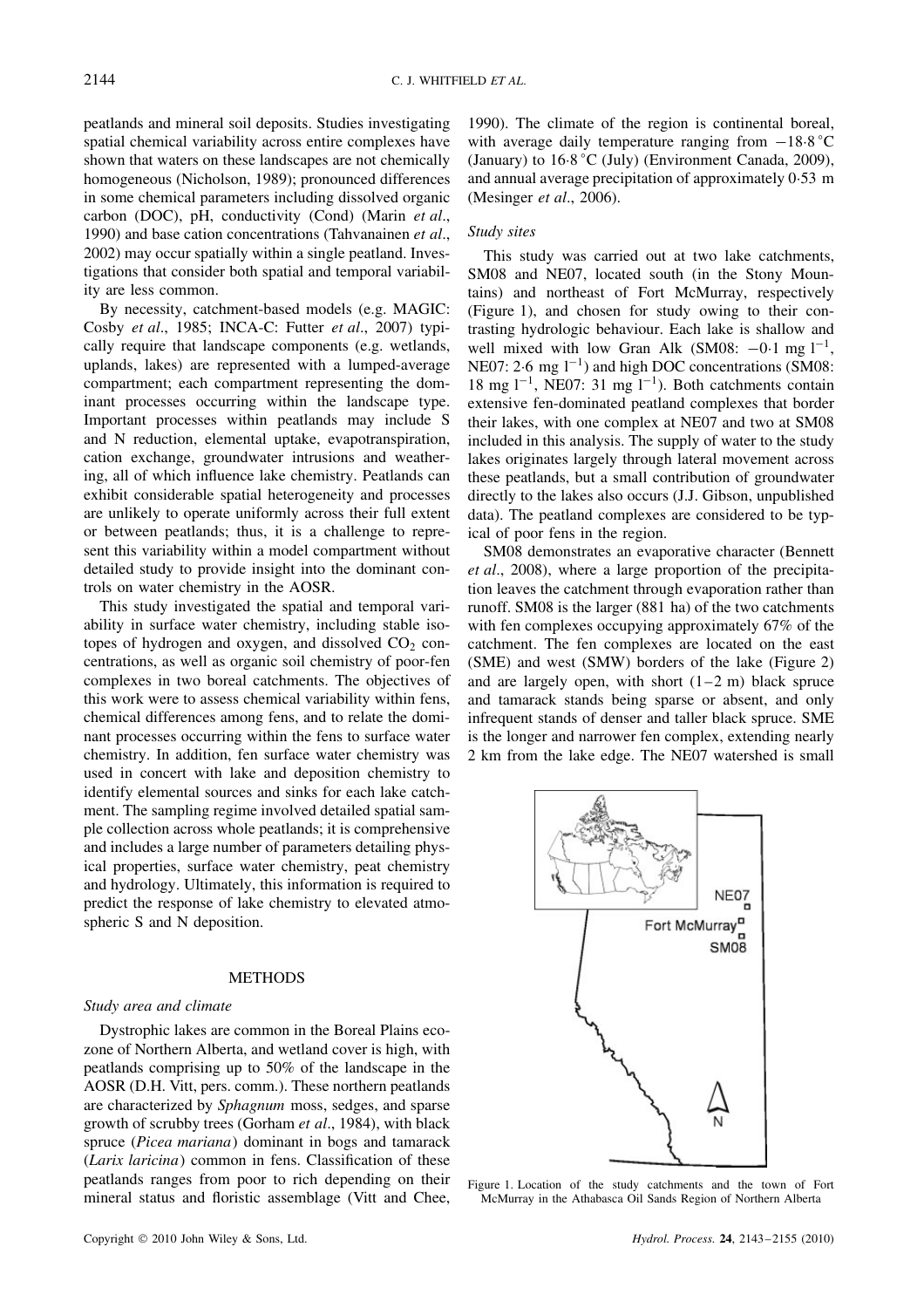peatlands and mineral soil deposits. Studies investigating spatial chemical variability across entire complexes have shown that waters on these landscapes are not chemically homogeneous (Nicholson, 1989); pronounced differences in some chemical parameters including dissolved organic carbon (DOC), pH, conductivity (Cond) (Marin *et al*., 1990) and base cation concentrations (Tahvanainen *et al*., 2002) may occur spatially within a single peatland. Investigations that consider both spatial and temporal variability are less common.

By necessity, catchment-based models (e.g. MAGIC: Cosby *et al*., 1985; INCA-C: Futter *et al*., 2007) typically require that landscape components (e.g. wetlands, uplands, lakes) are represented with a lumped-average compartment; each compartment representing the dominant processes occurring within the landscape type. Important processes within peatlands may include S and N reduction, elemental uptake, evapotranspiration, cation exchange, groundwater intrusions and weathering, all of which influence lake chemistry. Peatlands can exhibit considerable spatial heterogeneity and processes are unlikely to operate uniformly across their full extent or between peatlands; thus, it is a challenge to represent this variability within a model compartment without detailed study to provide insight into the dominant controls on water chemistry in the AOSR.

This study investigated the spatial and temporal variability in surface water chemistry, including stable isotopes of hydrogen and oxygen, and dissolved $CO_2$ concentrations, as well as organic soil chemistry of poor-fen complexes in two boreal catchments. The objectives of this work were to assess chemical variability within fens, chemical differences among fens, and to relate the dominant processes occurring within the fens to surface water chemistry. In addition, fen surface water chemistry was used in concert with lake and deposition chemistry to identify elemental sources and sinks for each lake catchment. The sampling regime involved detailed spatial sample collection across whole peatlands; it is comprehensive and includes a large number of parameters detailing physical properties, surface water chemistry, peat chemistry and hydrology. Ultimately, this information is required to predict the response of lake chemistry to elevated atmospheric S and N deposition.

## METHODS

### *Study area and climate*

Dystrophic lakes are common in the Boreal Plains ecozone of Northern Alberta, and wetland cover is high, with peatlands comprising up to 50% of the landscape in the AOSR (D.H. Vitt, pers. comm.). These northern peatlands are characterized by *Sphagnum* moss, sedges, and sparse growth of scrubby trees (Gorham *et al*., 1984), with black spruce (*Picea mariana*) dominant in bogs and tamarack (*Larix laricina*) common in fens. Classification of these peatlands ranges from poor to rich depending on their mineral status and floristic assemblage (Vitt and Chee, 1990). The climate of the region is continental boreal, with average daily temperature ranging from $-18{\cdot}8\,^{\circ}C$ (January) to $16{\cdot}8\,^{\circ}C$ (July) (Environment Canada, 2009), and annual average precipitation of approximately 0·53 m (Mesinger *et al*., 2006).

### *Study sites*

This study was carried out at two lake catchments, SM08 and NE07, located south (in the Stony Mountains) and northeast of Fort McMurray, respectively (Figure 1), and chosen for study owing to their contrasting hydrologic behaviour. Each lake is shallow and well mixed with low Gran Alk (SM08: $-0{\cdot}1$ mg $l^{-1}$, NE07: 2·6 mg $l^{-1}$) and high DOC concentrations (SM08: 18 mg $l^{-1}$, NE07: 31 mg $l^{-1}$). Both catchments contain extensive fen-dominated peatland complexes that border their lakes, with one complex at NE07 and two at SM08 included in this analysis. The supply of water to the study lakes originates largely through lateral movement across these peatlands, but a small contribution of groundwater directly to the lakes also occurs (J.J. Gibson, unpublished data). The peatland complexes are considered to be typical of poor fens in the region.

SM08 demonstrates an evaporative character (Bennett *et al*., 2008), where a large proportion of the precipitation leaves the catchment through evaporation rather than runoff. SM08 is the larger (881 ha) of the two catchments with fen complexes occupying approximately 67% of the catchment. The fen complexes are located on the east (SME) and west (SMW) borders of the lake (Figure 2) and are largely open, with short (1–2 m) black spruce and tamarack stands being sparse or absent, and only infrequent stands of denser and taller black spruce. SME is the longer and narrower fen complex, extending nearly 2 km from the lake edge. The NE07 watershed is small

NE07

Fort McMurray

SM08

N

Figure 1. Location of the study catchments and the town of Fort McMurray in the Athabasca Oil Sands Region of Northern Alberta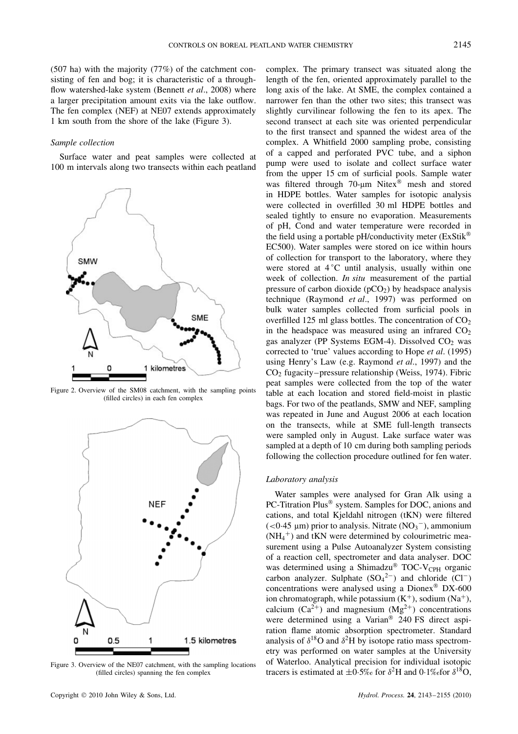(507 ha) with the majority (77%) of the catchment consisting of fen and bog; it is characteristic of a throughflow watershed-lake system (Bennett *et al*., 2008) where a larger precipitation amount exits via the lake outflow. The fen complex (NEF) at NE07 extends approximately 1 km south from the shore of the lake (Figure 3).

*Sample collection*

Surface water and peat samples were collected at 100 m intervals along two transects within each peatland complex. The primary transect was situated along the length of the fen, oriented approximately parallel to the long axis of the lake. At SME, the complex contained a narrower fen than the other two sites; this transect was slightly curvilinear following the fen to its apex. The second transect at each site was oriented perpendicular to the first transect and spanned the widest area of the complex. A Whitfield 2000 sampling probe, consisting of a capped and perforated PVC tube, and a siphon pump were used to isolate and collect surface water from the upper 15 cm of surficial pools. Sample water was filtered through 70-μm Nitex® mesh and stored in HDPE bottles. Water samples for isotopic analysis were collected in overfilled 30 ml HDPE bottles and sealed tightly to ensure no evaporation. Measurements of pH, Cond and water temperature were recorded in the field using a portable pH/conductivity meter (ExStik® EC500). Water samples were stored on ice within hours of collection for transport to the laboratory, where they were stored at 4 °C until analysis, usually within one week of collection. *In situ* measurement of the partial pressure of carbon dioxide ($pCO_2$) by headspace analysis technique (Raymond *et al*., 1997) was performed on bulk water samples collected from surficial pools in overfilled 125 ml glass bottles. The concentration of $CO_2$ in the headspace was measured using an infrared $CO_2$ gas analyzer (PP Systems EGM-4). Dissolved $CO_2$ was corrected to 'true' values according to Hope *et al*. (1995) using Henry's Law (e.g. Raymond *et al*., 1997) and the $CO_2$ fugacity–pressure relationship (Weiss, 1974). Fibric peat samples were collected from the top of the water table at each location and stored field-moist in plastic bags. For two of the peatlands, SMW and NEF, sampling was repeated in June and August 2006 at each location on the transects, while at SME full-length transects were sampled only in August. Lake surface water was sampled at a depth of 10 cm during both sampling periods following the collection procedure outlined for fen water.

Figure 2. Overview of the SM08 catchment, with the sampling points (filled circles) in each fen complex

Figure 3. Overview of the NE07 catchment, with the sampling locations (filled circles) spanning the fen complex

*Laboratory analysis*

Water samples were analysed for Gran Alk using a PC-Titration Plus® system. Samples for DOC, anions and cations, and total Kjeldahl nitrogen (tKN) were filtered (<0·45 μm) prior to analysis. Nitrate ($NO_3^-$), ammonium ($NH_4^+$) and tKN were determined by colourimetric measurement using a Pulse Autoanalyzer System consisting of a reaction cell, spectrometer and data analyser. DOC was determined using a Shimadzu® TOC-$V_{CPH}$ organic carbon analyzer. Sulphate ($SO_4^{2-}$) and chloride ($Cl^-$) concentrations were analysed using a Dionex® DX-600 ion chromatograph, while potassium ($K^+$), sodium ($Na^+$), calcium ($Ca^{2+}$) and magnesium ($Mg^{2+}$) concentrations were determined using a Varian® 240 FS direct aspiration flame atomic absorption spectrometer. Standard analysis of $\delta^{18}O$ and $\delta^2H$ by isotope ratio mass spectrometry was performed on water samples at the University of Waterloo. Analytical precision for individual isotopic tracers is estimated at ±0·5‰ for $\delta^2H$ and 0·1‰for $\delta^{18}O$,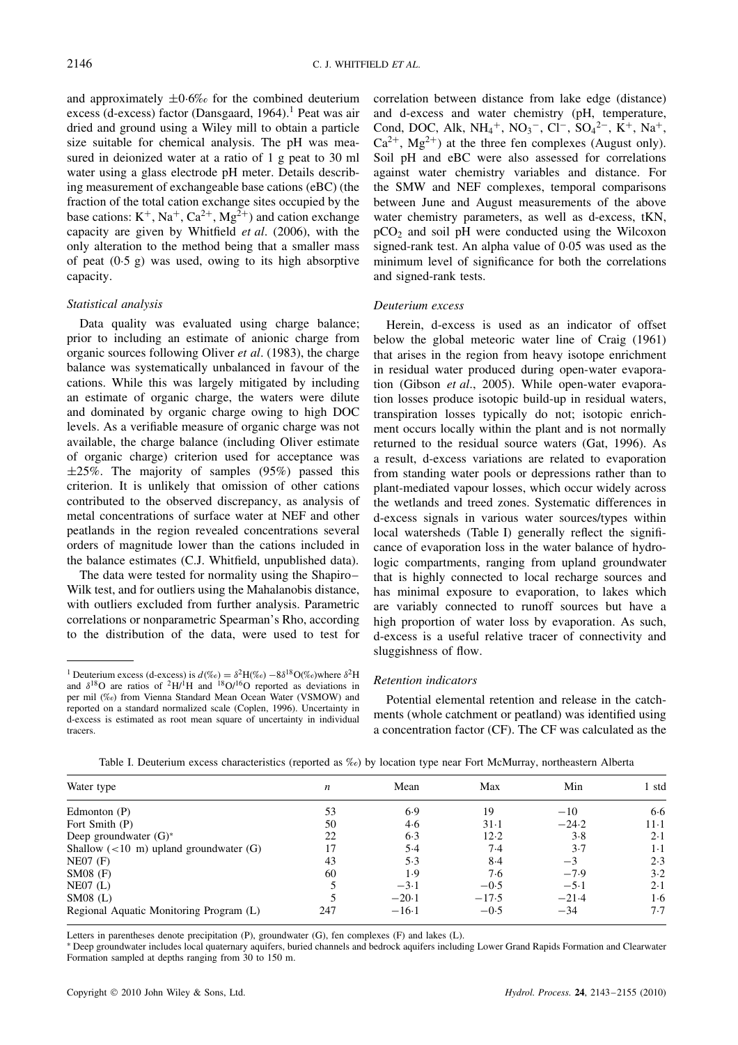and approximately ±0·6‰ for the combined deuterium excess (d-excess) factor (Dansgaard, 1964).[1] Peat was air dried and ground using a Wiley mill to obtain a particle size suitable for chemical analysis. The pH was measured in deionized water at a ratio of 1 g peat to 30 ml water using a glass electrode pH meter. Details describing measurement of exchangeable base cations (eBC) (the fraction of the total cation exchange sites occupied by the base cations: $K^+$, $Na^+$, $Ca^{2+}$, $Mg^{2+}$) and cation exchange capacity are given by Whitfield *et al*. (2006), with the only alteration to the method being that a smaller mass of peat (0·5 g) was used, owing to its high absorptive capacity.

### *Statistical analysis*

Data quality was evaluated using charge balance; prior to including an estimate of anionic charge from organic sources following Oliver *et al*. (1983), the charge balance was systematically unbalanced in favour of the cations. While this was largely mitigated by including an estimate of organic charge, the waters were dilute and dominated by organic charge owing to high DOC levels. As a verifiable measure of organic charge was not available, the charge balance (including Oliver estimate of organic charge) criterion used for acceptance was ±25%. The majority of samples (95%) passed this criterion. It is unlikely that omission of other cations contributed to the observed discrepancy, as analysis of metal concentrations of surface water at NEF and other peatlands in the region revealed concentrations several orders of magnitude lower than the cations included in the balance estimates (C.J. Whitfield, unpublished data).

The data were tested for normality using the Shapiro–Wilk test, and for outliers using the Mahalanobis distance, with outliers excluded from further analysis. Parametric correlations or nonparametric Spearman's Rho, according to the distribution of the data, were used to test for correlation between distance from lake edge (distance) and d-excess and water chemistry (pH, temperature, Cond, DOC, Alk, $NH_4^+$, $NO_3^-$, $Cl^-$, $SO_4^{2-}$, $K^+$, $Na^+$, $Ca^{2+}$, $Mg^{2+}$) at the three fen complexes (August only). Soil pH and eBC were also assessed for correlations against water chemistry variables and distance. For the SMW and NEF complexes, temporal comparisons between June and August measurements of the above water chemistry parameters, as well as d-excess, tKN, $pCO_2$ and soil pH were conducted using the Wilcoxon signed-rank test. An alpha value of 0·05 was used as the minimum level of significance for both the correlations and signed-rank tests.

### *Deuterium excess*

Herein, d-excess is used as an indicator of offset below the global meteoric water line of Craig (1961) that arises in the region from heavy isotope enrichment in residual water produced during open-water evaporation (Gibson *et al*., 2005). While open-water evaporation losses produce isotopic build-up in residual waters, transpiration losses typically do not; isotopic enrichment occurs locally within the plant and is not normally returned to the residual source waters (Gat, 1996). As a result, d-excess variations are related to evaporation from standing water pools or depressions rather than to plant-mediated vapour losses, which occur widely across the wetlands and treed zones. Systematic differences in d-excess signals in various water sources/types within local watersheds (Table I) generally reflect the significance of evaporation loss in the water balance of hydrologic compartments, ranging from upland groundwater that is highly connected to local recharge sources and has minimal exposure to evaporation, to lakes which are variably connected to runoff sources but have a high proportion of water loss by evaporation. As such, d-excess is a useful relative tracer of connectivity and sluggishness of flow.

### *Retention indicators*

Potential elemental retention and release in the catchments (whole catchment or peatland) was identified using a concentration factor (CF). The CF was calculated as the

Table I. Deuterium excess characteristics (reported as ‰) by location type near Fort McMurray, northeastern Alberta

| Water type | $n$ | Mean | Max | Min | 1 std |
|---|---|---|---|---|---|
| Edmonton (P) | 53 | 6·9 | 19 | −10 | 6·6 |
| Fort Smith (P) | 50 | 4·6 | 31·1 | −24·2 | 11·1 |
| Deep groundwater (G)* | 22 | 6·3 | 12·2 | 3·8 | 2·1 |
| Shallow (<10 m) upland groundwater (G) | 17 | 5·4 | 7·4 | 3·7 | 1·1 |
| NE07 (F) | 43 | 5·3 | 8·4 | −3 | 2·3 |
| SM08 (F) | 60 | 1·9 | 7·6 | −7·9 | 3·2 |
| NE07 (L) | 5 | −3·1 | −0·5 | −5·1 | 2·1 |
| SM08 (L) | 5 | −20·1 | −17·5 | −21·4 | 1·6 |
| Regional Aquatic Monitoring Program (L) | 247 | −16·1 | −0·5 | −34 | 7·7 |

Letters in parentheses denote precipitation (P), groundwater (G), fen complexes (F) and lakes (L).

* Deep groundwater includes local quaternary aquifers, buried channels and bedrock aquifers including Lower Grand Rapids Formation and Clearwater Formation sampled at depths ranging from 30 to 150 m.

[1] Deuterium excess (d-excess) is $d(‰) = \delta^2H(‰) - 8\delta^{18}O(‰)$ where $\delta^2H$ and $\delta^{18}O$ are ratios of $^2H/^1H$ and $^{18}O/^{16}O$ reported as deviations in per mil (‰) from Vienna Standard Mean Ocean Water (VSMOW) and reported on a standard normalized scale (Coplen, 1996). Uncertainty in d-excess is estimated as root mean square of uncertainty in individual tracers.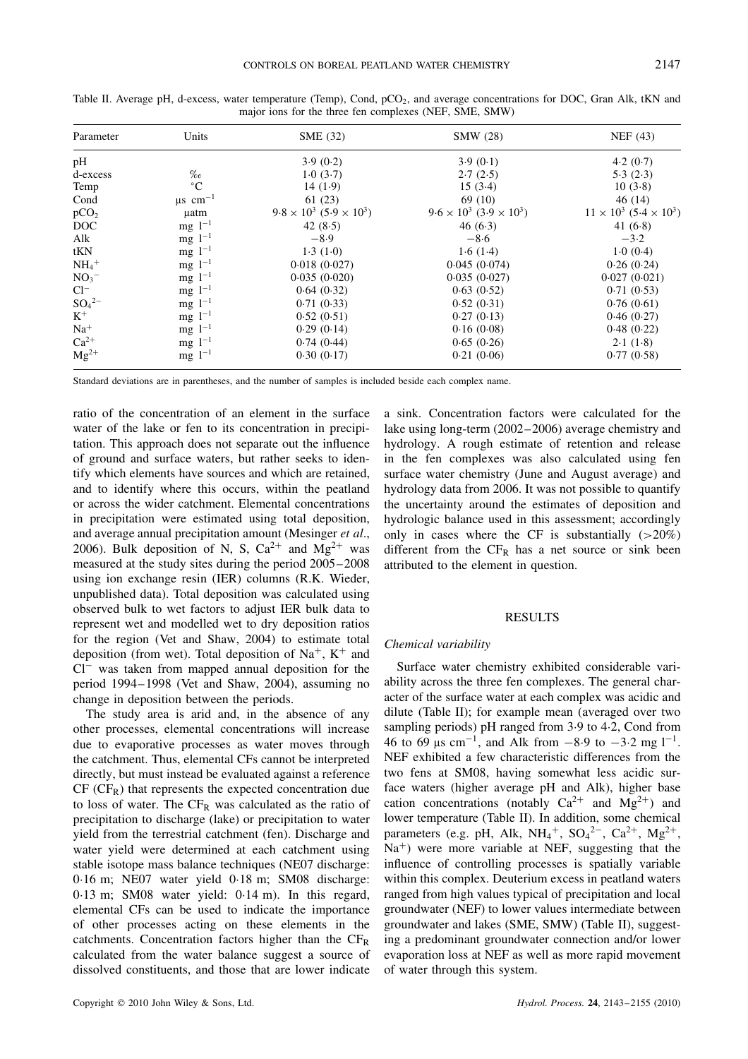Table II. Average pH, d-excess, water temperature (Temp), Cond, $pCO_2$, and average concentrations for DOC, Gran Alk, tKN and major ions for the three fen complexes (NEF, SME, SMW)

| Parameter | Units | SME (32) | SMW (28) | NEF (43) |
|---|---|---|---|---|
| pH | | 3·9 (0·2) | 3·9 (0·1) | 4·2 (0·7) |
| d-excess | ‰ | 1·0 (3·7) | 2·7 (2·5) | 5·3 (2·3) |
| Temp | °C | 14 (1·9) | 15 (3·4) | 10 (3·8) |
| Cond | μs $cm^{-1}$ | 61 (23) | 69 (10) | 46 (14) |
| $pCO_2$ | μatm | $9·8 \times 10^3$ $(5·9 \times 10^3)$ | $9·6 \times 10^3$ $(3·9 \times 10^3)$ | $11 \times 10^3$ $(5·4 \times 10^3)$ |
| DOC | mg $l^{-1}$ | 42 (8·5) | 46 (6·3) | 41 (6·8) |
| Alk | mg $l^{-1}$ | −8·9 | −8·6 | −3·2 |
| tKN | mg $l^{-1}$ | 1·3 (1·0) | 1·6 (1·4) | 1·0 (0·4) |
| $NH_4^+$ | mg $l^{-1}$ | 0·018 (0·027) | 0·045 (0·074) | 0·26 (0·24) |
| $NO_3^-$ | mg $l^{-1}$ | 0·035 (0·020) | 0·035 (0·027) | 0·027 (0·021) |
| $Cl^-$ | mg $l^{-1}$ | 0·64 (0·32) | 0·63 (0·52) | 0·71 (0·53) |
| $SO_4^{2-}$ | mg $l^{-1}$ | 0·71 (0·33) | 0·52 (0·31) | 0·76 (0·61) |
| $K^+$ | mg $l^{-1}$ | 0·52 (0·51) | 0·27 (0·13) | 0·46 (0·27) |
| $Na^+$ | mg $l^{-1}$ | 0·29 (0·14) | 0·16 (0·08) | 0·48 (0·22) |
| $Ca^{2+}$ | mg $l^{-1}$ | 0·74 (0·44) | 0·65 (0·26) | 2·1 (1·8) |
| $Mg^{2+}$ | mg $l^{-1}$ | 0·30 (0·17) | 0·21 (0·06) | 0·77 (0·58) |

Standard deviations are in parentheses, and the number of samples is included beside each complex name.

ratio of the concentration of an element in the surface water of the lake or fen to its concentration in precipitation. This approach does not separate out the influence of ground and surface waters, but rather seeks to identify which elements have sources and which are retained, and to identify where this occurs, within the peatland or across the wider catchment. Elemental concentrations in precipitation were estimated using total deposition, and average annual precipitation amount (Mesinger *et al.*, 2006). Bulk deposition of N, S, $Ca^{2+}$ and $Mg^{2+}$ was measured at the study sites during the period 2005–2008 using ion exchange resin (IER) columns (R.K. Wieder, unpublished data). Total deposition was calculated using observed bulk to wet factors to adjust IER bulk data to represent wet and modelled wet to dry deposition ratios for the region (Vet and Shaw, 2004) to estimate total deposition (from wet). Total deposition of $Na^+$, $K^+$ and $Cl^-$ was taken from mapped annual deposition for the period 1994–1998 (Vet and Shaw, 2004), assuming no change in deposition between the periods.

The study area is arid and, in the absence of any other processes, elemental concentrations will increase due to evaporative processes as water moves through the catchment. Thus, elemental CFs cannot be interpreted directly, but must instead be evaluated against a reference CF ($CF_R$) that represents the expected concentration due to loss of water. The $CF_R$ was calculated as the ratio of precipitation to discharge (lake) or precipitation to water yield from the terrestrial catchment (fen). Discharge and water yield were determined at each catchment using stable isotope mass balance techniques (NE07 discharge: 0·16 m; NE07 water yield 0·18 m; SM08 discharge: 0·13 m; SM08 water yield: 0·14 m). In this regard, elemental CFs can be used to indicate the importance of other processes acting on these elements in the catchments. Concentration factors higher than the $CF_R$ calculated from the water balance suggest a source of dissolved constituents, and those that are lower indicate a sink. Concentration factors were calculated for the lake using long-term (2002–2006) average chemistry and hydrology. A rough estimate of retention and release in the fen complexes was also calculated using fen surface water chemistry (June and August average) and hydrology data from 2006. It was not possible to quantify the uncertainty around the estimates of deposition and hydrologic balance used in this assessment; accordingly only in cases where the CF is substantially (>20%) different from the $CF_R$ has a net source or sink been attributed to the element in question.

## RESULTS

### *Chemical variability*

Surface water chemistry exhibited considerable variability across the three fen complexes. The general character of the surface water at each complex was acidic and dilute (Table II); for example mean (averaged over two sampling periods) pH ranged from 3·9 to 4·2, Cond from 46 to 69 μs $cm^{-1}$, and Alk from −8·9 to −3·2 mg $l^{-1}$. NEF exhibited a few characteristic differences from the two fens at SM08, having somewhat less acidic surface waters (higher average pH and Alk), higher base cation concentrations (notably $Ca^{2+}$ and $Mg^{2+}$) and lower temperature (Table II). In addition, some chemical parameters (e.g. pH, Alk, $NH_4^+$, $SO_4^{2-}$, $Ca^{2+}$, $Mg^{2+}$, $Na^+$) were more variable at NEF, suggesting that the influence of controlling processes is spatially variable within this complex. Deuterium excess in peatland waters ranged from high values typical of precipitation and local groundwater (NEF) to lower values intermediate between groundwater and lakes (SME, SMW) (Table II), suggesting a predominant groundwater connection and/or lower evaporation loss at NEF as well as more rapid movement of water through this system.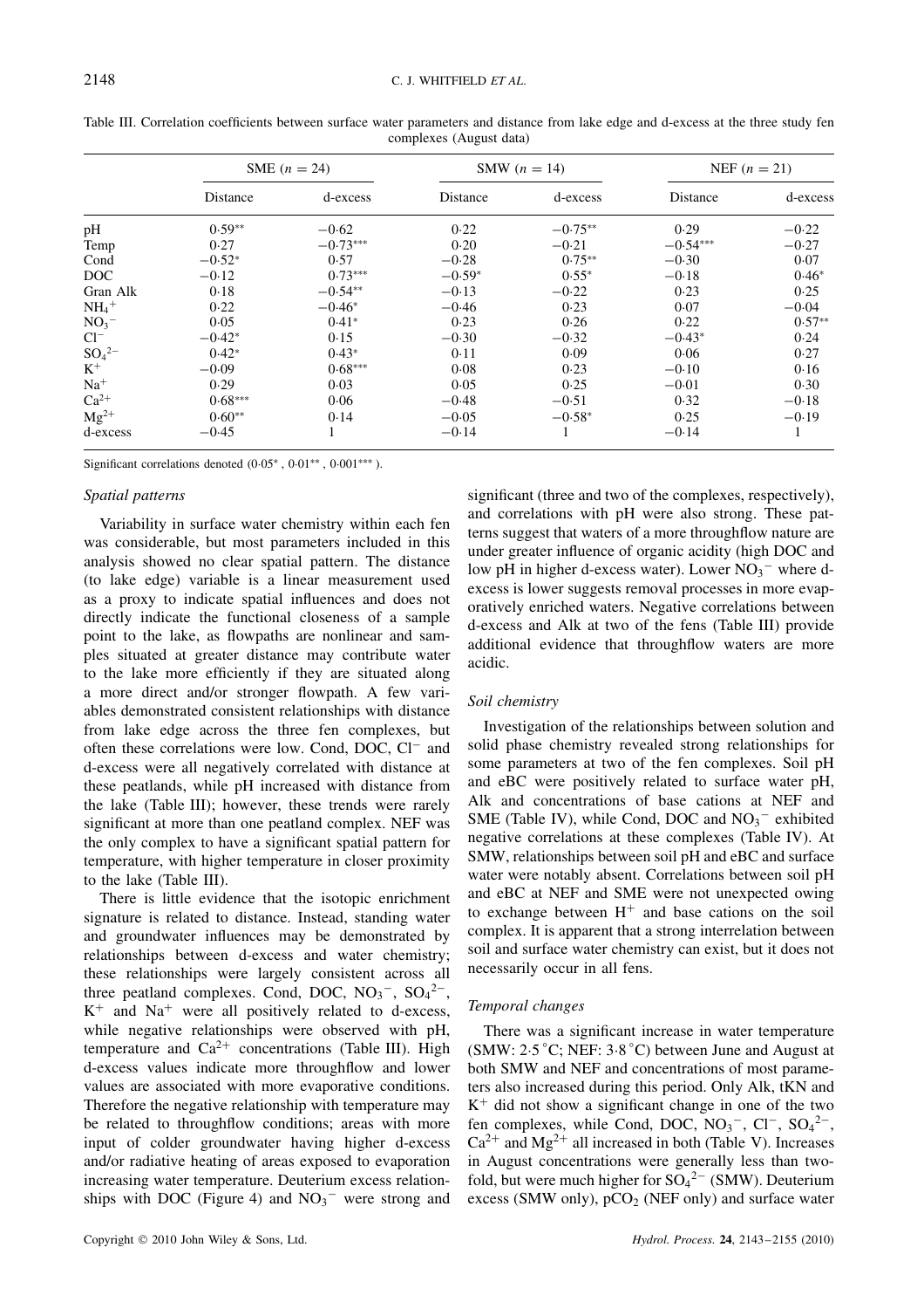Table III. Correlation coefficients between surface water parameters and distance from lake edge and d-excess at the three study fen complexes (August data)

| | SME ($n = 24$) | | SMW ($n = 14$) | | NEF ($n = 21$) | |
|---|---|---|---|---|---|---|
| | Distance | d-excess | Distance | d-excess | Distance | d-excess |
| pH | 0·59** | −0·62 | 0·22 | −0·75** | 0·29 | −0·22 |
| Temp | 0·27 | −0·73*** | 0·20 | −0·21 | −0·54*** | −0·27 |
| Cond | −0·52* | 0·57 | −0·28 | 0·75** | −0·30 | 0·07 |
| DOC | −0·12 | 0·73*** | −0·59* | 0·55* | −0·18 | 0·46* |
| Gran Alk | 0·18 | −0·54** | −0·13 | −0·22 | 0·23 | 0·25 |
| $NH_4^+$ | 0·22 | −0·46* | −0·46 | 0·23 | 0·07 | −0·04 |
| $NO_3^-$ | 0·05 | 0·41* | 0·23 | 0·26 | 0·22 | 0·57** |
| $Cl^-$ | −0·42* | 0·15 | −0·30 | −0·32 | −0·43* | 0·24 |
| $SO_4^{2-}$ | 0·42* | 0·43* | 0·11 | 0·09 | 0·06 | 0·27 |
| $K^+$ | −0·09 | 0·68*** | 0·08 | 0·23 | −0·10 | 0·16 |
| $Na^+$ | 0·29 | 0·03 | 0·05 | 0·25 | −0·01 | 0·30 |
| $Ca^{2+}$ | 0·68*** | 0·06 | −0·48 | −0·51 | 0·32 | −0·18 |
| $Mg^{2+}$ | 0·60** | 0·14 | −0·05 | −0·58* | 0·25 | −0·19 |
| d-excess | −0·45 | 1 | −0·14 | 1 | −0·14 | 1 |

Significant correlations denoted (0·05*, 0·01**, 0·001***).

### *Spatial patterns*

Variability in surface water chemistry within each fen was considerable, but most parameters included in this analysis showed no clear spatial pattern. The distance (to lake edge) variable is a linear measurement used as a proxy to indicate spatial influences and does not directly indicate the functional closeness of a sample point to the lake, as flowpaths are nonlinear and samples situated at greater distance may contribute water to the lake more efficiently if they are situated along a more direct and/or stronger flowpath. A few variables demonstrated consistent relationships with distance from lake edge across the three fen complexes, but often these correlations were low. Cond, DOC, $Cl^-$ and d-excess were all negatively correlated with distance at these peatlands, while pH increased with distance from the lake (Table III); however, these trends were rarely significant at more than one peatland complex. NEF was the only complex to have a significant spatial pattern for temperature, with higher temperature in closer proximity to the lake (Table III).

There is little evidence that the isotopic enrichment signature is related to distance. Instead, standing water and groundwater influences may be demonstrated by relationships between d-excess and water chemistry; these relationships were largely consistent across all three peatland complexes. Cond, DOC, $NO_3^-$, $SO_4^{2-}$, $K^+$ and $Na^+$ were all positively related to d-excess, while negative relationships were observed with pH, temperature and $Ca^{2+}$ concentrations (Table III). High d-excess values indicate more throughflow and lower values are associated with more evaporative conditions. Therefore the negative relationship with temperature may be related to throughflow conditions; areas with more input of colder groundwater having higher d-excess and/or radiative heating of areas exposed to evaporation increasing water temperature. Deuterium excess relationships with DOC (Figure 4) and $NO_3^-$ were strong and significant (three and two of the complexes, respectively), and correlations with pH were also strong. These patterns suggest that waters of a more throughflow nature are under greater influence of organic acidity (high DOC and low pH in higher d-excess water). Lower $NO_3^-$ where d-excess is lower suggests removal processes in more evaporatively enriched waters. Negative correlations between d-excess and Alk at two of the fens (Table III) provide additional evidence that throughflow waters are more acidic.

### *Soil chemistry*

Investigation of the relationships between solution and solid phase chemistry revealed strong relationships for some parameters at two of the fen complexes. Soil pH and eBC were positively related to surface water pH, Alk and concentrations of base cations at NEF and SME (Table IV), while Cond, DOC and $NO_3^-$ exhibited negative correlations at these complexes (Table IV). At SMW, relationships between soil pH and eBC and surface water were notably absent. Correlations between soil pH and eBC at NEF and SME were not unexpected owing to exchange between $H^+$ and base cations on the soil complex. It is apparent that a strong interrelation between soil and surface water chemistry can exist, but it does not necessarily occur in all fens.

### *Temporal changes*

There was a significant increase in water temperature (SMW: 2·5 °C; NEF: 3·8 °C) between June and August at both SMW and NEF and concentrations of most parameters also increased during this period. Only Alk, tKN and $K^+$ did not show a significant change in one of the two fen complexes, while Cond, DOC, $NO_3^-$, $Cl^-$, $SO_4^{2-}$, $Ca^{2+}$ and $Mg^{2+}$ all increased in both (Table V). Increases in August concentrations were generally less than twofold, but were much higher for $SO_4^{2-}$ (SMW). Deuterium excess (SMW only), $pCO_2$ (NEF only) and surface water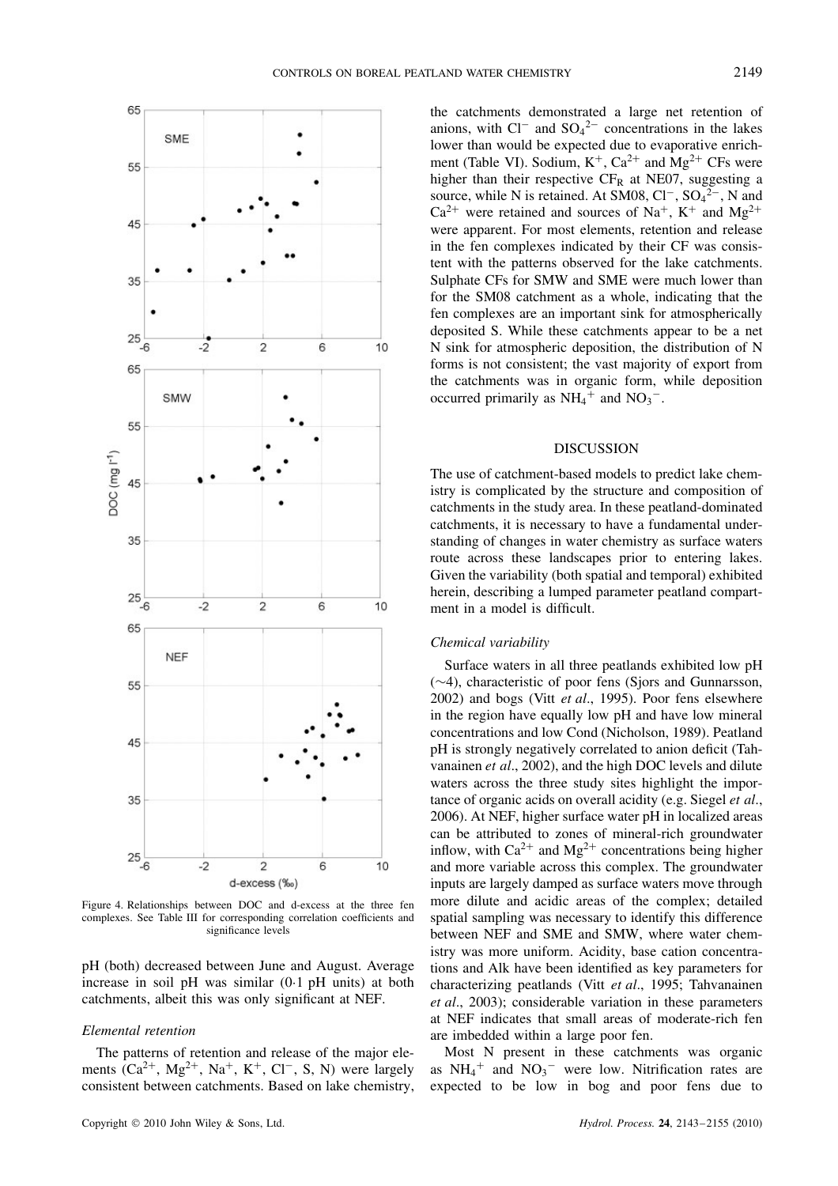Figure 4. Relationships between DOC and d-excess at the three fen complexes. See Table III for corresponding correlation coefficients and significance levels

pH (both) decreased between June and August. Average increase in soil pH was similar (0·1 pH units) at both catchments, albeit this was only significant at NEF.

### *Elemental retention*

The patterns of retention and release of the major elements ($Ca^{2+}$, $Mg^{2+}$, $Na^{+}$, $K^{+}$, $Cl^{-}$, S, N) were largely consistent between catchments. Based on lake chemistry, the catchments demonstrated a large net retention of anions, with $Cl^{-}$ and $SO_4^{2-}$ concentrations in the lakes lower than would be expected due to evaporative enrichment (Table VI). Sodium, $K^{+}$, $Ca^{2+}$ and $Mg^{2+}$ CFs were higher than their respective $CF_R$ at NE07, suggesting a source, while N is retained. At SM08, $Cl^{-}$, $SO_4^{2-}$, N and $Ca^{2+}$ were retained and sources of $Na^{+}$, $K^{+}$ and $Mg^{2+}$ were apparent. For most elements, retention and release in the fen complexes indicated by their CF was consistent with the patterns observed for the lake catchments. Sulphate CFs for SMW and SME were much lower than for the SM08 catchment as a whole, indicating that the fen complexes are an important sink for atmospherically deposited S. While these catchments appear to be a net N sink for atmospheric deposition, the distribution of N forms is not consistent; the vast majority of export from the catchments was in organic form, while deposition occurred primarily as $NH_4^{+}$ and $NO_3^{-}$.

## DISCUSSION

The use of catchment-based models to predict lake chemistry is complicated by the structure and composition of catchments in the study area. In these peatland-dominated catchments, it is necessary to have a fundamental understanding of changes in water chemistry as surface waters route across these landscapes prior to entering lakes. Given the variability (both spatial and temporal) exhibited herein, describing a lumped parameter peatland compartment in a model is difficult.

### *Chemical variability*

Surface waters in all three peatlands exhibited low pH (~4), characteristic of poor fens (Sjors and Gunnarsson, 2002) and bogs (Vitt *et al*., 1995). Poor fens elsewhere in the region have equally low pH and have low mineral concentrations and low Cond (Nicholson, 1989). Peatland pH is strongly negatively correlated to anion deficit (Tahvanainen *et al*., 2002), and the high DOC levels and dilute waters across the three study sites highlight the importance of organic acids on overall acidity (e.g. Siegel *et al*., 2006). At NEF, higher surface water pH in localized areas can be attributed to zones of mineral-rich groundwater inflow, with $Ca^{2+}$ and $Mg^{2+}$ concentrations being higher and more variable across this complex. The groundwater inputs are largely damped as surface waters move through more dilute and acidic areas of the complex; detailed spatial sampling was necessary to identify this difference between NEF and SME and SMW, where water chemistry was more uniform. Acidity, base cation concentrations and Alk have been identified as key parameters for characterizing peatlands (Vitt *et al*., 1995; Tahvanainen *et al*., 2003); considerable variation in these parameters at NEF indicates that small areas of moderate-rich fen are imbedded within a large poor fen.

Most N present in these catchments was organic as $NH_4^{+}$ and $NO_3^{-}$ were low. Nitrification rates are expected to be low in bog and poor fens due to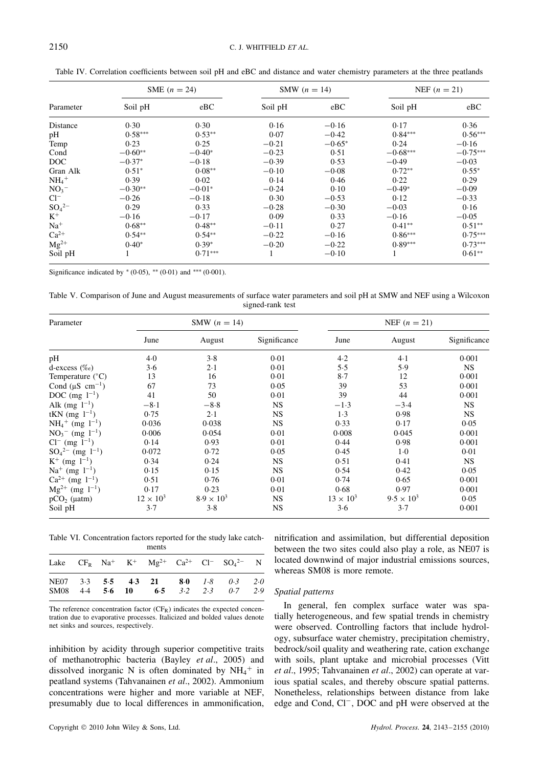Table IV. Correlation coefficients between soil pH and eBC and distance and water chemistry parameters at the three peatlands

| Parameter | SME ($n = 24$) | | SMW ($n = 14$) | | NEF ($n = 21$) | |
|---|---|---|---|---|---|---|
| | Soil pH | eBC | Soil pH | eBC | Soil pH | eBC |
| Distance | 0·30 | 0·30 | 0·16 | −0·16 | 0·17 | 0·36 |
| pH | 0·58*** | 0·53** | 0·07 | −0·42 | 0·84*** | 0·56*** |
| Temp | 0·23 | 0·25 | −0·21 | −0·65* | 0·24 | −0·16 |
| Cond | −0·60** | −0·40* | −0·23 | 0·51 | −0·68*** | −0·75*** |
| DOC | −0·37* | −0·18 | −0·39 | 0·53 | −0·49 | −0·03 |
| Gran Alk | 0·51* | 0·08** | −0·10 | −0·08 | 0·72** | 0·55* |
| $NH_4^+$ | 0·39 | 0·02 | 0·14 | 0·46 | 0·22 | 0·29 |
| $NO_3^-$ | −0·30** | −0·01* | −0·24 | 0·10 | −0·49* | −0·09 |
| $Cl^-$ | −0·26 | −0·18 | 0·30 | −0·53 | 0·12 | −0·33 |
| $SO_4^{2-}$ | 0·29 | 0·33 | −0·28 | −0·30 | −0·03 | 0·16 |
| $K^+$ | −0·16 | −0·17 | 0·09 | 0·33 | −0·16 | −0·05 |
| $Na^+$ | 0·68** | 0·48** | −0·11 | 0·27 | 0·41** | 0·51** |
| $Ca^{2+}$ | 0·54** | 0·54** | −0·22 | −0·16 | 0·86*** | 0·75*** |
| $Mg^{2+}$ | 0·40* | 0·39* | −0·20 | −0·22 | 0·89*** | 0·73*** |
| Soil pH | 1 | 0·71*** | 1 | −0·10 | 1 | 0·61** |

Significance indicated by * (0·05), ** (0·01) and *** (0·001).

Table V. Comparison of June and August measurements of surface water parameters and soil pH at SMW and NEF using a Wilcoxon signed-rank test

| Parameter | SMW ($n = 14$) | | | NEF ($n = 21$) | | |
|---|---|---|---|---|---|---|
| | June | August | Significance | June | August | Significance |
| pH | 4·0 | 3·8 | 0·01 | 4·2 | 4·1 | 0·001 |
| d-excess (‰) | 3·6 | 2·1 | 0·01 | 5·5 | 5·9 | NS |
| Temperature (°C) | 13 | 16 | 0·01 | 8·7 | 12 | 0·001 |
| Cond (μS $cm^{-1}$) | 67 | 73 | 0·05 | 39 | 53 | 0·001 |
| DOC (mg $l^{-1}$) | 41 | 50 | 0·01 | 39 | 44 | 0·001 |
| Alk (mg $l^{-1}$) | −8·1 | −8·8 | NS | −1·3 | −3·4 | NS |
| tKN (mg $l^{-1}$) | 0·75 | 2·1 | NS | 1·3 | 0·98 | NS |
| $NH_4^+$ (mg $l^{-1}$) | 0·036 | 0·038 | NS | 0·33 | 0·17 | 0·05 |
| $NO_3^-$ (mg $l^{-1}$) | 0·006 | 0·054 | 0·01 | 0·008 | 0·045 | 0·001 |
| $Cl^-$ (mg $l^{-1}$) | 0·14 | 0·93 | 0·01 | 0·44 | 0·98 | 0·001 |
| $SO_4^{2-}$ (mg $l^{-1}$) | 0·072 | 0·72 | 0·05 | 0·45 | 1·0 | 0·01 |
| $K^+$ (mg $l^{-1}$) | 0·34 | 0·24 | NS | 0·51 | 0·41 | NS |
| $Na^+$ (mg $l^{-1}$) | 0·15 | 0·15 | NS | 0·54 | 0·42 | 0·05 |
| $Ca^{2+}$ (mg $l^{-1}$) | 0·51 | 0·76 | 0·01 | 0·74 | 0·65 | 0·001 |
| $Mg^{2+}$ (mg $l^{-1}$) | 0·17 | 0·23 | 0·01 | 0·68 | 0·97 | 0·001 |
| $pCO_2$ (μatm) | $12 \times 10^3$ | $8{\cdot}9 \times 10^3$ | NS | $13 \times 10^3$ | $9{\cdot}5 \times 10^3$ | 0·05 |
| Soil pH | 3·7 | 3·8 | NS | 3·6 | 3·7 | 0·001 |

Table VI. Concentration factors reported for the study lake catchments

| Lake | $CF_R$ | $Na^+$ | $K^+$ | $Mg^{2+}$ | $Ca^{2+}$ | $Cl^-$ | $SO_4^{2-}$ | N |
|---|---|---|---|---|---|---|---|---|
| NE07 | 3·3 | **5·5** | **4·3** | **21** | **8·0** | *1·8* | *0·3* | *2·0* |
| SM08 | 4·4 | **5·6** | **10** | **6·5** | *3·2* | *2·3* | *0·7* | *2·9* |

The reference concentration factor ($CF_R$) indicates the expected concentration due to evaporative processes. Italicized and bolded values denote net sinks and sources, respectively.

inhibition by acidity through superior competitive traits of methanotrophic bacteria (Bayley *et al*., 2005) and dissolved inorganic N is often dominated by $NH_4^+$ in peatland systems (Tahvanainen *et al*., 2002). Ammonium concentrations were higher and more variable at NEF, presumably due to local differences in ammonification, nitrification and assimilation, but differential deposition between the two sites could also play a role, as NE07 is located downwind of major industrial emissions sources, whereas SM08 is more remote.

### *Spatial patterns*

In general, fen complex surface water was spatially heterogeneous, and few spatial trends in chemistry were observed. Controlling factors that include hydrology, subsurface water chemistry, precipitation chemistry, bedrock/soil quality and weathering rate, cation exchange with soils, plant uptake and microbial processes (Vitt *et al*., 1995; Tahvanainen *et al*., 2002) can operate at various spatial scales, and thereby obscure spatial patterns. Nonetheless, relationships between distance from lake edge and Cond, $Cl^-$, DOC and pH were observed at the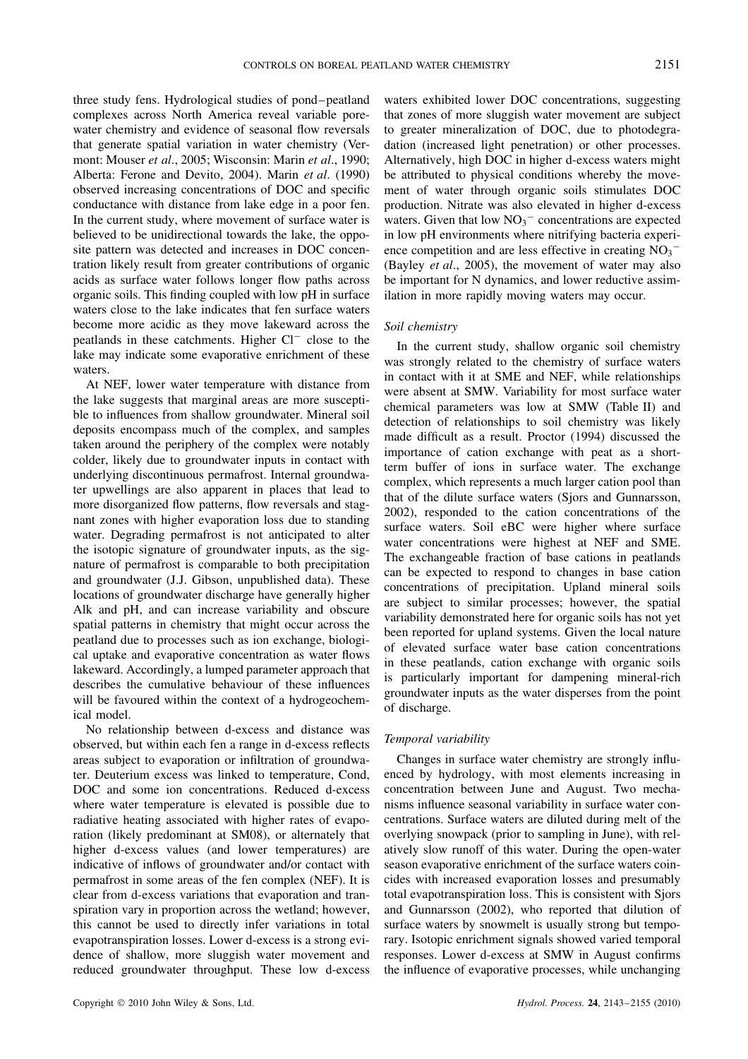three study fens. Hydrological studies of pond–peatland complexes across North America reveal variable porewater chemistry and evidence of seasonal flow reversals that generate spatial variation in water chemistry (Vermont: Mouser *et al*., 2005; Wisconsin: Marin *et al*., 1990; Alberta: Ferone and Devito, 2004). Marin *et al*. (1990) observed increasing concentrations of DOC and specific conductance with distance from lake edge in a poor fen. In the current study, where movement of surface water is believed to be unidirectional towards the lake, the opposite pattern was detected and increases in DOC concentration likely result from greater contributions of organic acids as surface water follows longer flow paths across organic soils. This finding coupled with low pH in surface waters close to the lake indicates that fen surface waters become more acidic as they move lakeward across the peatlands in these catchments. Higher $Cl^-$ close to the lake may indicate some evaporative enrichment of these waters.

At NEF, lower water temperature with distance from the lake suggests that marginal areas are more susceptible to influences from shallow groundwater. Mineral soil deposits encompass much of the complex, and samples taken around the periphery of the complex were notably colder, likely due to groundwater inputs in contact with underlying discontinuous permafrost. Internal groundwater upwellings are also apparent in places that lead to more disorganized flow patterns, flow reversals and stagnant zones with higher evaporation loss due to standing water. Degrading permafrost is not anticipated to alter the isotopic signature of groundwater inputs, as the signature of permafrost is comparable to both precipitation and groundwater (J.J. Gibson, unpublished data). These locations of groundwater discharge have generally higher Alk and pH, and can increase variability and obscure spatial patterns in chemistry that might occur across the peatland due to processes such as ion exchange, biological uptake and evaporative concentration as water flows lakeward. Accordingly, a lumped parameter approach that describes the cumulative behaviour of these influences will be favoured within the context of a hydrogeochemical model.

No relationship between d-excess and distance was observed, but within each fen a range in d-excess reflects areas subject to evaporation or infiltration of groundwater. Deuterium excess was linked to temperature, Cond, DOC and some ion concentrations. Reduced d-excess where water temperature is elevated is possible due to radiative heating associated with higher rates of evaporation (likely predominant at SM08), or alternately that higher d-excess values (and lower temperatures) are indicative of inflows of groundwater and/or contact with permafrost in some areas of the fen complex (NEF). It is clear from d-excess variations that evaporation and transpiration vary in proportion across the wetland; however, this cannot be used to directly infer variations in total evapotranspiration losses. Lower d-excess is a strong evidence of shallow, more sluggish water movement and reduced groundwater throughput. These low d-excess waters exhibited lower DOC concentrations, suggesting that zones of more sluggish water movement are subject to greater mineralization of DOC, due to photodegradation (increased light penetration) or other processes. Alternatively, high DOC in higher d-excess waters might be attributed to physical conditions whereby the movement of water through organic soils stimulates DOC production. Nitrate was also elevated in higher d-excess waters. Given that low $NO_3^-$ concentrations are expected in low pH environments where nitrifying bacteria experience competition and are less effective in creating $NO_3^-$ (Bayley *et al*., 2005), the movement of water may also be important for N dynamics, and lower reductive assimilation in more rapidly moving waters may occur.

### *Soil chemistry*

In the current study, shallow organic soil chemistry was strongly related to the chemistry of surface waters in contact with it at SME and NEF, while relationships were absent at SMW. Variability for most surface water chemical parameters was low at SMW (Table II) and detection of relationships to soil chemistry was likely made difficult as a result. Proctor (1994) discussed the importance of cation exchange with peat as a short-term buffer of ions in surface water. The exchange complex, which represents a much larger cation pool than that of the dilute surface waters (Sjors and Gunnarsson, 2002), responded to the cation concentrations of the surface waters. Soil eBC were higher where surface water concentrations were highest at NEF and SME. The exchangeable fraction of base cations in peatlands can be expected to respond to changes in base cation concentrations of precipitation. Upland mineral soils are subject to similar processes; however, the spatial variability demonstrated here for organic soils has not yet been reported for upland systems. Given the local nature of elevated surface water base cation concentrations in these peatlands, cation exchange with organic soils is particularly important for dampening mineral-rich groundwater inputs as the water disperses from the point of discharge.

### *Temporal variability*

Changes in surface water chemistry are strongly influenced by hydrology, with most elements increasing in concentration between June and August. Two mechanisms influence seasonal variability in surface water concentrations. Surface waters are diluted during melt of the overlying snowpack (prior to sampling in June), with relatively slow runoff of this water. During the open-water season evaporative enrichment of the surface waters coincides with increased evaporation losses and presumably total evapotranspiration loss. This is consistent with Sjors and Gunnarsson (2002), who reported that dilution of surface waters by snowmelt is usually strong but temporary. Isotopic enrichment signals showed varied temporal responses. Lower d-excess at SMW in August confirms the influence of evaporative processes, while unchanging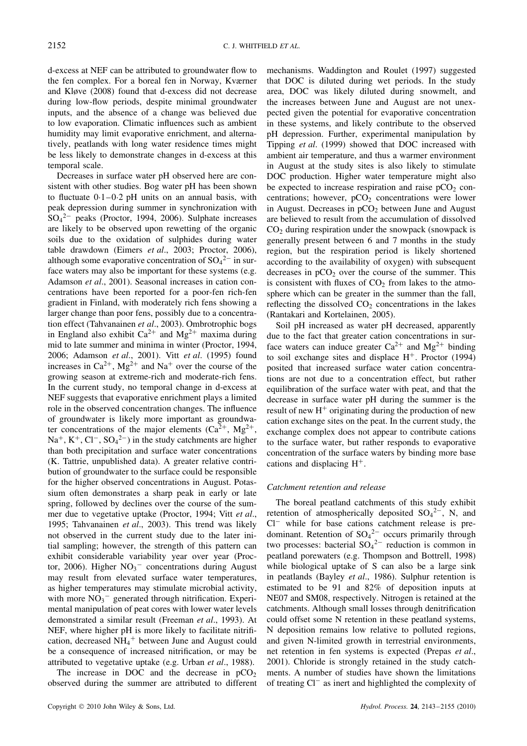d-excess at NEF can be attributed to groundwater flow to the fen complex. For a boreal fen in Norway, Kværner and Kløve (2008) found that d-excess did not decrease during low-flow periods, despite minimal groundwater inputs, and the absence of a change was believed due to low evaporation. Climatic influences such as ambient humidity may limit evaporative enrichment, and alternatively, peatlands with long water residence times might be less likely to demonstrate changes in d-excess at this temporal scale.

Decreases in surface water pH observed here are consistent with other studies. Bog water pH has been shown to fluctuate 0·1–0·2 pH units on an annual basis, with peak depression during summer in synchronization with $SO_4^{2-}$ peaks (Proctor, 1994, 2006). Sulphate increases are likely to be observed upon rewetting of the organic soils due to the oxidation of sulphides during water table drawdown (Eimers *et al*., 2003; Proctor, 2006), although some evaporative concentration of $SO_4^{2-}$ in surface waters may also be important for these systems (e.g. Adamson *et al*., 2001). Seasonal increases in cation concentrations have been reported for a poor-fen rich-fen gradient in Finland, with moderately rich fens showing a larger change than poor fens, possibly due to a concentration effect (Tahvanainen *et al*., 2003). Ombrotrophic bogs in England also exhibit $Ca^{2+}$ and $Mg^{2+}$ maxima during mid to late summer and minima in winter (Proctor, 1994, 2006; Adamson *et al*., 2001). Vitt *et al*. (1995) found increases in $Ca^{2+}$, $Mg^{2+}$ and $Na^{+}$ over the course of the growing season at extreme-rich and moderate-rich fens. In the current study, no temporal change in d-excess at NEF suggests that evaporative enrichment plays a limited role in the observed concentration changes. The influence of groundwater is likely more important as groundwater concentrations of the major elements ($Ca^{2+}$, $Mg^{2+}$, $Na^{+}$, $K^{+}$, $Cl^{-}$, $SO_4^{2-}$) in the study catchments are higher than both precipitation and surface water concentrations (K. Tattrie, unpublished data). A greater relative contribution of groundwater to the surface could be responsible for the higher observed concentrations in August. Potassium often demonstrates a sharp peak in early or late spring, followed by declines over the course of the summer due to vegetative uptake (Proctor, 1994; Vitt *et al*., 1995; Tahvanainen *et al*., 2003). This trend was likely not observed in the current study due to the later initial sampling; however, the strength of this pattern can exhibit considerable variability year over year (Proctor, 2006). Higher $NO_3^{-}$ concentrations during August may result from elevated surface water temperatures, as higher temperatures may stimulate microbial activity, with more $NO_3^{-}$ generated through nitrification. Experimental manipulation of peat cores with lower water levels demonstrated a similar result (Freeman *et al*., 1993). At NEF, where higher pH is more likely to facilitate nitrification, decreased $NH_4^{+}$ between June and August could be a consequence of increased nitrification, or may be attributed to vegetative uptake (e.g. Urban *et al*., 1988).

The increase in DOC and the decrease in $pCO_2$ observed during the summer are attributed to different mechanisms. Waddington and Roulet (1997) suggested that DOC is diluted during wet periods. In the study area, DOC was likely diluted during snowmelt, and the increases between June and August are not unexpected given the potential for evaporative concentration in these systems, and likely contribute to the observed pH depression. Further, experimental manipulation by Tipping *et al*. (1999) showed that DOC increased with ambient air temperature, and thus a warmer environment in August at the study sites is also likely to stimulate DOC production. Higher water temperature might also be expected to increase respiration and raise $pCO_2$ concentrations; however, $pCO_2$ concentrations were lower in August. Decreases in $pCO_2$ between June and August are believed to result from the accumulation of dissolved $CO_2$ during respiration under the snowpack (snowpack is generally present between 6 and 7 months in the study region, but the respiration period is likely shortened according to the availability of oxygen) with subsequent decreases in $pCO_2$ over the course of the summer. This is consistent with fluxes of $CO_2$ from lakes to the atmosphere which can be greater in the summer than the fall, reflecting the dissolved $CO_2$ concentrations in the lakes (Rantakari and Kortelainen, 2005).

Soil pH increased as water pH decreased, apparently due to the fact that greater cation concentrations in surface waters can induce greater $Ca^{2+}$ and $Mg^{2+}$ binding to soil exchange sites and displace $H^{+}$. Proctor (1994) posited that increased surface water cation concentrations are not due to a concentration effect, but rather equilibration of the surface water with peat, and that the decrease in surface water pH during the summer is the result of new $H^{+}$ originating during the production of new cation exchange sites on the peat. In the current study, the exchange complex does not appear to contribute cations to the surface water, but rather responds to evaporative concentration of the surface waters by binding more base cations and displacing $H^{+}$.

### *Catchment retention and release*

The boreal peatland catchments of this study exhibit retention of atmospherically deposited $SO_4^{2-}$, N, and $Cl^{-}$ while for base cations catchment release is predominant. Retention of $SO_4^{2-}$ occurs primarily through two processes: bacterial $SO_4^{2-}$ reduction is common in peatland porewaters (e.g. Thompson and Bottrell, 1998) while biological uptake of S can also be a large sink in peatlands (Bayley *et al*., 1986). Sulphur retention is estimated to be 91 and 82% of deposition inputs at NE07 and SM08, respectively. Nitrogen is retained at the catchments. Although small losses through denitrification could offset some N retention in these peatland systems, N deposition remains low relative to polluted regions, and given N-limited growth in terrestrial environments, net retention in fen systems is expected (Prepas *et al*., 2001). Chloride is strongly retained in the study catchments. A number of studies have shown the limitations of treating $Cl^{-}$ as inert and highlighted the complexity of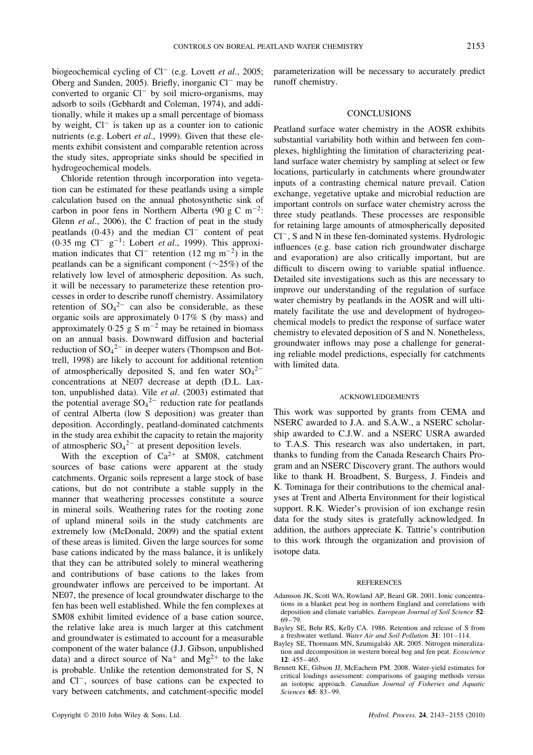biogeochemical cycling of $Cl^-$ (e.g. Lovett *et al*., 2005; Oberg and Sanden, 2005). Briefly, inorganic $Cl^-$ may be converted to organic $Cl^-$ by soil micro-organisms, may adsorb to soils (Gebhardt and Coleman, 1974), and additionally, while it makes up a small percentage of biomass by weight, $Cl^-$ is taken up as a counter ion to cationic nutrients (e.g. Lobert *et al*., 1999). Given that these elements exhibit consistent and comparable retention across the study sites, appropriate sinks should be specified in hydrogeochemical models.

Chloride retention through incorporation into vegetation can be estimated for these peatlands using a simple calculation based on the annual photosynthetic sink of carbon in poor fens in Northern Alberta (90 g C $m^{-2}$: Glenn *et al*., 2006), the C fraction of peat in the study peatlands (0·43) and the median $Cl^-$ content of peat (0·35 mg $Cl^-$ $g^{-1}$: Lobert *et al*., 1999). This approximation indicates that $Cl^-$ retention (12 mg $m^{-2}$) in the peatlands can be a significant component ($\sim$25%) of the relatively low level of atmospheric deposition. As such, it will be necessary to parameterize these retention processes in order to describe runoff chemistry. Assimilatory retention of $SO_4^{2-}$ can also be considerable, as these organic soils are approximately 0·17% S (by mass) and approximately 0·25 g S $m^{-2}$ may be retained in biomass on an annual basis. Downward diffusion and bacterial reduction of $SO_4^{2-}$ in deeper waters (Thompson and Bottrell, 1998) are likely to account for additional retention of atmospherically deposited S, and fen water $SO_4^{2-}$ concentrations at NE07 decrease at depth (D.L. Laxton, unpublished data). Vile *et al*. (2003) estimated that the potential average $SO_4^{2-}$ reduction rate for peatlands of central Alberta (low S deposition) was greater than deposition. Accordingly, peatland-dominated catchments in the study area exhibit the capacity to retain the majority of atmospheric $SO_4^{2-}$ at present deposition levels.

With the exception of $Ca^{2+}$ at SM08, catchment sources of base cations were apparent at the study catchments. Organic soils represent a large stock of base cations, but do not contribute a stable supply in the manner that weathering processes constitute a source in mineral soils. Weathering rates for the rooting zone of upland mineral soils in the study catchments are extremely low (McDonald, 2009) and the spatial extent of these areas is limited. Given the large sources for some base cations indicated by the mass balance, it is unlikely that they can be attributed solely to mineral weathering and contributions of base cations to the lakes from groundwater inflows are perceived to be important. At NE07, the presence of local groundwater discharge to the fen has been well established. While the fen complexes at SM08 exhibit limited evidence of a base cation source, the relative lake area is much larger at this catchment and groundwater is estimated to account for a measurable component of the water balance (J.J. Gibson, unpublished data) and a direct source of $Na^+$ and $Mg^{2+}$ to the lake is probable. Unlike the retention demonstrated for S, N and $Cl^-$, sources of base cations can be expected to vary between catchments, and catchment-specific model parameterization will be necessary to accurately predict runoff chemistry.

## CONCLUSIONS

Peatland surface water chemistry in the AOSR exhibits substantial variability both within and between fen complexes, highlighting the limitation of characterizing peatland surface water chemistry by sampling at select or few locations, particularly in catchments where groundwater inputs of a contrasting chemical nature prevail. Cation exchange, vegetative uptake and microbial reduction are important controls on surface water chemistry across the three study peatlands. These processes are responsible for retaining large amounts of atmospherically deposited $Cl^-$, S and N in these fen-dominated systems. Hydrologic influences (e.g. base cation rich groundwater discharge and evaporation) are also critically important, but are difficult to discern owing to variable spatial influence. Detailed site investigations such as this are necessary to improve our understanding of the regulation of surface water chemistry by peatlands in the AOSR and will ultimately facilitate the use and development of hydrogeochemical models to predict the response of surface water chemistry to elevated deposition of S and N. Nonetheless, groundwater inflows may pose a challenge for generating reliable model predictions, especially for catchments with limited data.

### ACKNOWLEDGEMENTS

This work was supported by grants from CEMA and NSERC awarded to J.A. and S.A.W., a NSERC scholarship awarded to C.J.W. and a NSERC USRA awarded to T.A.S. This research was also undertaken, in part, thanks to funding from the Canada Research Chairs Program and an NSERC Discovery grant. The authors would like to thank H. Broadbent, S. Burgess, J. Findeis and K. Tominaga for their contributions to the chemical analyses at Trent and Alberta Environment for their logistical support. R.K. Wieder's provision of ion exchange resin data for the study sites is gratefully acknowledged. In addition, the authors appreciate K. Tattrie's contribution to this work through the organization and provision of isotope data.

### REFERENCES

Adamson JK, Scott WA, Rowland AP, Beard GR. 2001. Ionic concentrations in a blanket peat bog in northern England and correlations with deposition and climate variables. *European Journal of Soil Science* **52**: 69–79.

Bayley SE, Behr RS, Kelly CA. 1986. Retention and release of S from a freshwater wetland. *Water Air and Soil Pollution* **31**: 101–114.

Bayley SE, Thormann MN, Szumigalski AR. 2005. Nitrogen mineralization and decomposition in western boreal bog and fen peat. *Ecoscience* **12**: 455–465.

Bennett KE, Gibson JJ, McEachern PM. 2008. Water-yield estimates for critical loadings assessment: comparisons of gauging methods versus an isotopic approach. *Canadian Journal of Fisheries and Aquatic Sciences* **65**: 83–99.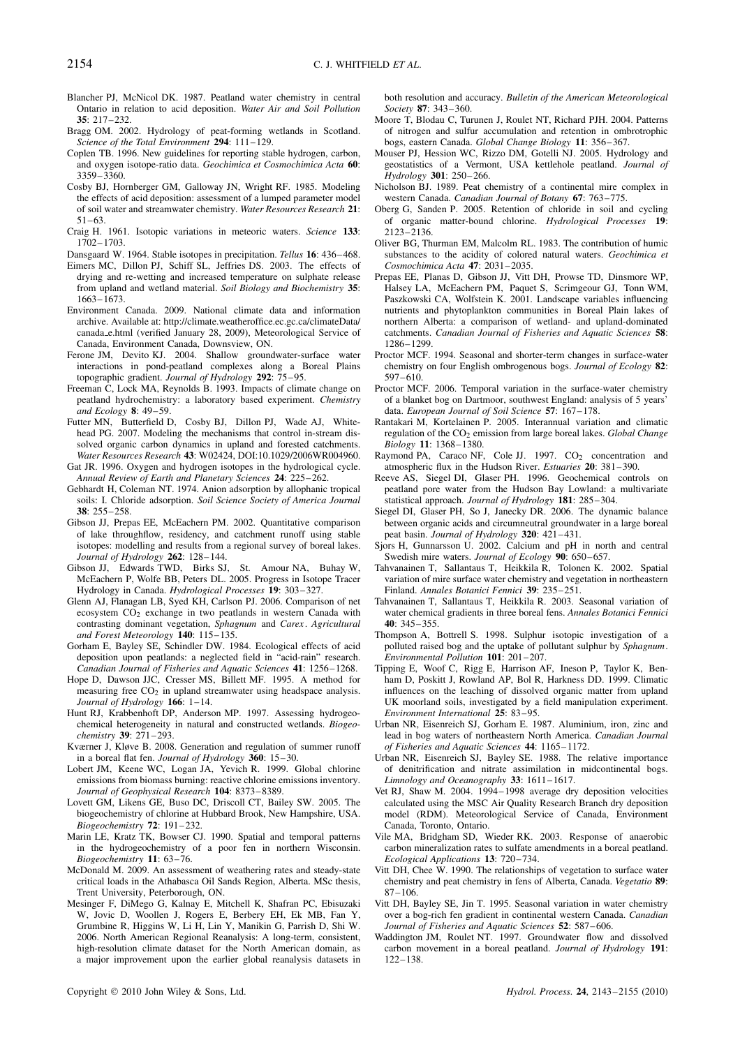Blancher PJ, McNicol DK. 1987. Peatland water chemistry in central Ontario in relation to acid deposition. *Water Air and Soil Pollution* **35**: 217–232.

Bragg OM. 2002. Hydrology of peat-forming wetlands in Scotland. *Science of the Total Environment* **294**: 111–129.

Coplen TB. 1996. New guidelines for reporting stable hydrogen, carbon, and oxygen isotope-ratio data. *Geochimica et Cosmochimica Acta* **60**: 3359–3360.

Cosby BJ, Hornberger GM, Galloway JN, Wright RF. 1985. Modeling the effects of acid deposition: assessment of a lumped parameter model of soil water and streamwater chemistry. *Water Resources Research* **21**: 51–63.

Craig H. 1961. Isotopic variations in meteoric waters. *Science* **133**: 1702–1703.

Dansgaard W. 1964. Stable isotopes in precipitation. *Tellus* **16**: 436–468.

Eimers MC, Dillon PJ, Schiff SL, Jeffries DS. 2003. The effects of drying and re-wetting and increased temperature on sulphate release from upland and wetland material. *Soil Biology and Biochemistry* **35**: 1663–1673.

Environment Canada. 2009. National climate data and information archive. Available at: http://climate.weatheroffice.ec.gc.ca/climateData/canada_e.html (verified January 28, 2009), Meteorological Service of Canada, Environment Canada, Downsview, ON.

Ferone JM, Devito KJ. 2004. Shallow groundwater-surface water interactions in pond-peatland complexes along a Boreal Plains topographic gradient. *Journal of Hydrology* **292**: 75–95.

Freeman C, Lock MA, Reynolds B. 1993. Impacts of climate change on peatland hydrochemistry: a laboratory based experiment. *Chemistry and Ecology* **8**: 49–59.

Futter MN, Butterfield D, Cosby BJ, Dillon PJ, Wade AJ, Whitehead PG. 2007. Modeling the mechanisms that control in-stream dissolved organic carbon dynamics in upland and forested catchments. *Water Resources Research* **43**: W02424, DOI:10.1029/2006WR004960.

Gat JR. 1996. Oxygen and hydrogen isotopes in the hydrological cycle. *Annual Review of Earth and Planetary Sciences* **24**: 225–262.

Gebhardt H, Coleman NT. 1974. Anion adsorption by allophanic tropical soils: I. Chloride adsorption. *Soil Science Society of America Journal* **38**: 255–258.

Gibson JJ, Prepas EE, McEachern PM. 2002. Quantitative comparison of lake throughflow, residency, and catchment runoff using stable isotopes: modelling and results from a regional survey of boreal lakes. *Journal of Hydrology* **262**: 128–144.

Gibson JJ, Edwards TWD, Birks SJ, St. Amour NA, Buhay W, McEachern P, Wolfe BB, Peters DL. 2005. Progress in Isotope Tracer Hydrology in Canada. *Hydrological Processes* **19**: 303–327.

Glenn AJ, Flanagan LB, Syed KH, Carlson PJ. 2006. Comparison of net ecosystem $CO_2$ exchange in two peatlands in western Canada with contrasting dominant vegetation, *Sphagnum* and *Carex*. *Agricultural and Forest Meteorology* **140**: 115–135.

Gorham E, Bayley SE, Schindler DW. 1984. Ecological effects of acid deposition upon peatlands: a neglected field in "acid-rain" research. *Canadian Journal of Fisheries and Aquatic Sciences* **41**: 1256–1268.

Hope D, Dawson JJC, Cresser MS, Billett MF. 1995. A method for measuring free $CO_2$ in upland streamwater using headspace analysis. *Journal of Hydrology* **166**: 1–14.

Hunt RJ, Krabbenhoft DP, Anderson MP. 1997. Assessing hydrogeochemical heterogeneity in natural and constructed wetlands. *Biogeochemistry* **39**: 271–293.

Kværner J, Kløve B. 2008. Generation and regulation of summer runoff in a boreal flat fen. *Journal of Hydrology* **360**: 15–30.

Lobert JM, Keene WC, Logan JA, Yevich R. 1999. Global chlorine emissions from biomass burning: reactive chlorine emissions inventory. *Journal of Geophysical Research* **104**: 8373–8389.

Lovett GM, Likens GE, Buso DC, Driscoll CT, Bailey SW. 2005. The biogeochemistry of chlorine at Hubbard Brook, New Hampshire, USA. *Biogeochemistry* **72**: 191–232.

Marin LE, Kratz TK, Bowser CJ. 1990. Spatial and temporal patterns in the hydrogeochemistry of a poor fen in northern Wisconsin. *Biogeochemistry* **11**: 63–76.

McDonald M. 2009. An assessment of weathering rates and steady-state critical loads in the Athabasca Oil Sands Region, Alberta. MSc thesis, Trent University, Peterborough, ON.

Mesinger F, DiMego G, Kalnay E, Mitchell K, Shafran PC, Ebisuzaki W, Jovic D, Woollen J, Rogers E, Berbery EH, Ek MB, Fan Y, Grumbine R, Higgins W, Li H, Lin Y, Manikin G, Parrish D, Shi W. 2006. North American Regional Reanalysis: A long-term, consistent, high-resolution climate dataset for the North American domain, as a major improvement upon the earlier global reanalysis datasets in both resolution and accuracy. *Bulletin of the American Meteorological Society* **87**: 343–360.

Moore T, Blodau C, Turunen J, Roulet NT, Richard PJH. 2004. Patterns of nitrogen and sulfur accumulation and retention in ombrotrophic bogs, eastern Canada. *Global Change Biology* **11**: 356–367.

Mouser PJ, Hession WC, Rizzo DM, Gotelli NJ. 2005. Hydrology and geostatistics of a Vermont, USA kettlehole peatland. *Journal of Hydrology* **301**: 250–266.

Nicholson BJ. 1989. Peat chemistry of a continental mire complex in western Canada. *Canadian Journal of Botany* **67**: 763–775.

Oberg G, Sanden P. 2005. Retention of chloride in soil and cycling of organic matter-bound chlorine. *Hydrological Processes* **19**: 2123–2136.

Oliver BG, Thurman EM, Malcolm RL. 1983. The contribution of humic substances to the acidity of colored natural waters. *Geochimica et Cosmochimica Acta* **47**: 2031–2035.

Prepas EE, Planas D, Gibson JJ, Vitt DH, Prowse TD, Dinsmore WP, Halsey LA, McEachern PM, Paquet S, Scrimgeour GJ, Tonn WM, Paszkowski CA, Wolfstein K. 2001. Landscape variables influencing nutrients and phytoplankton communities in Boreal Plain lakes of northern Alberta: a comparison of wetland- and upland-dominated catchments. *Canadian Journal of Fisheries and Aquatic Sciences* **58**: 1286–1299.

Proctor MCF. 1994. Seasonal and shorter-term changes in surface-water chemistry on four English ombrogenous bogs. *Journal of Ecology* **82**: 597–610.

Proctor MCF. 2006. Temporal variation in the surface-water chemistry of a blanket bog on Dartmoor, southwest England: analysis of 5 years' data. *European Journal of Soil Science* **57**: 167–178.

Rantakari M, Kortelainen P. 2005. Interannual variation and climatic regulation of the $CO_2$ emission from large boreal lakes. *Global Change Biology* **11**: 1368–1380.

Raymond PA, Caraco NF, Cole JJ. 1997. $CO_2$ concentration and atmospheric flux in the Hudson River. *Estuaries* **20**: 381–390.

Reeve AS, Siegel DI, Glaser PH. 1996. Geochemical controls on peatland pore water from the Hudson Bay Lowland: a multivariate statistical approach. *Journal of Hydrology* **181**: 285–304.

Siegel DI, Glaser PH, So J, Janecky DR. 2006. The dynamic balance between organic acids and circumneutral groundwater in a large boreal peat basin. *Journal of Hydrology* **320**: 421–431.

Sjors H, Gunnarsson U. 2002. Calcium and pH in north and central Swedish mire waters. *Journal of Ecology* **90**: 650–657.

Tahvanainen T, Sallantaus T, Heikkila R, Tolonen K. 2002. Spatial variation of mire surface water chemistry and vegetation in northeastern Finland. *Annales Botanici Fennici* **39**: 235–251.

Tahvanainen T, Sallantaus T, Heikkila R. 2003. Seasonal variation of water chemical gradients in three boreal fens. *Annales Botanici Fennici* **40**: 345–355.

Thompson A, Bottrell S. 1998. Sulphur isotopic investigation of a polluted raised bog and the uptake of pollutant sulphur by *Sphagnum*. *Environmental Pollution* **101**: 201–207.

Tipping E, Woof C, Rigg E, Harrison AF, Ineson P, Taylor K, Benham D, Poskitt J, Rowland AP, Bol R, Harkness DD. 1999. Climatic influences on the leaching of dissolved organic matter from upland UK moorland soils, investigated by a field manipulation experiment. *Environment International* **25**: 83–95.

Urban NR, Eisenreich SJ, Gorham E. 1987. Aluminium, iron, zinc and lead in bog waters of northeastern North America. *Canadian Journal of Fisheries and Aquatic Sciences* **44**: 1165–1172.

Urban NR, Eisenreich SJ, Bayley SE. 1988. The relative importance of denitrification and nitrate assimilation in midcontinental bogs. *Limnology and Oceanography* **33**: 1611–1617.

Vet RJ, Shaw M. 2004. 1994–1998 average dry deposition velocities calculated using the MSC Air Quality Research Branch dry deposition model (RDM). Meteorological Service of Canada, Environment Canada, Toronto, Ontario.

Vile MA, Bridgham SD, Wieder RK. 2003. Response of anaerobic carbon mineralization rates to sulfate amendments in a boreal peatland. *Ecological Applications* **13**: 720–734.

Vitt DH, Chee W. 1990. The relationships of vegetation to surface water chemistry and peat chemistry in fens of Alberta, Canada. *Vegetatio* **89**: 87–106.

Vitt DH, Bayley SE, Jin T. 1995. Seasonal variation in water chemistry over a bog-rich fen gradient in continental western Canada. *Canadian Journal of Fisheries and Aquatic Sciences* **52**: 587–606.

Waddington JM, Roulet NT. 1997. Groundwater flow and dissolved carbon movement in a boreal peatland. *Journal of Hydrology* **191**: 122–138.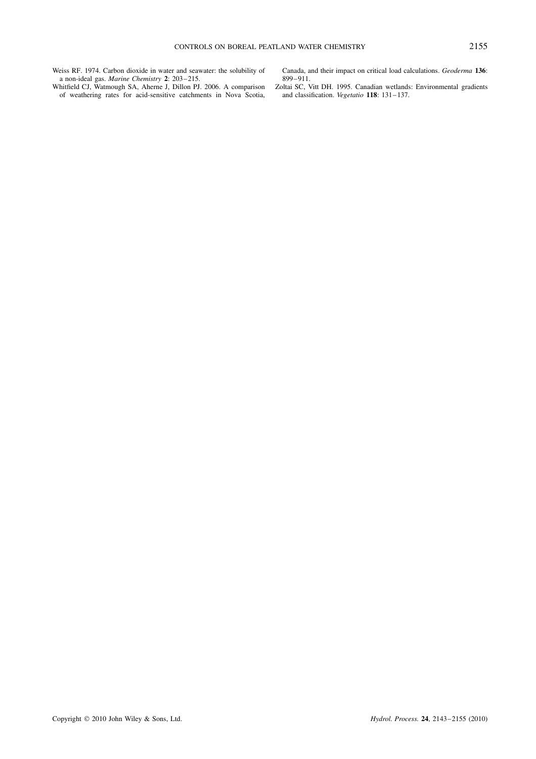Weiss RF. 1974. Carbon dioxide in water and seawater: the solubility of a non-ideal gas. *Marine Chemistry* **2**: 203–215.

Whitfield CJ, Watmough SA, Aherne J, Dillon PJ. 2006. A comparison of weathering rates for acid-sensitive catchments in Nova Scotia, Canada, and their impact on critical load calculations. *Geoderma* **136**: 899–911.

Zoltai SC, Vitt DH. 1995. Canadian wetlands: Environmental gradients and classification. *Vegetatio* **118**: 131–137.